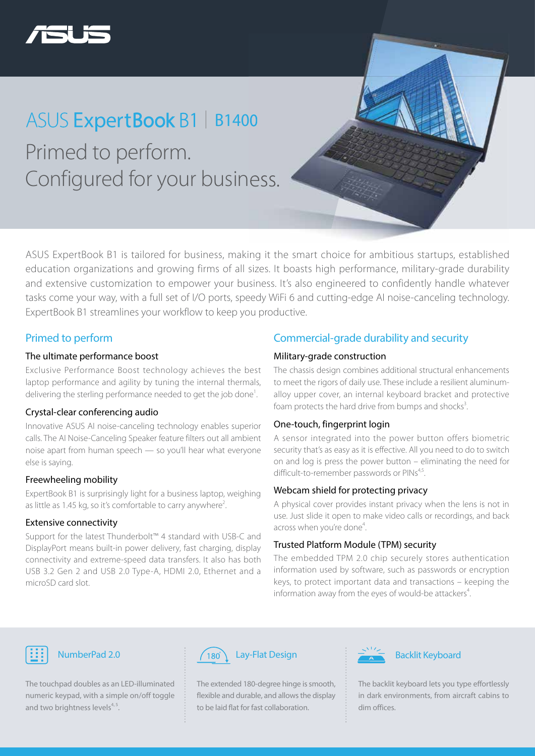# ASUS ExpertBook B1 | B1400

## Primed to perform. Configured for your business.

ASUS ExpertBook B1 is tailored for business, making it the smart choice for ambitious startups, established education organizations and growing firms of all sizes. It boasts high performance, military-grade durability and extensive customization to empower your business. It's also engineered to confidently handle whatever tasks come your way, with a full set of I/O ports, speedy WiFi 6 and cutting-edge AI noise-canceling technology. ExpertBook B1 streamlines your workflow to keep you productive.

## Primed to perform

### The ultimate performance boost

Exclusive Performance Boost technology achieves the best laptop performance and agility by tuning the internal thermals, delivering the sterling performance needed to get the job done[1].

### Crystal-clear conferencing audio

Innovative ASUS AI noise-canceling technology enables superior calls. The AI Noise-Canceling Speaker feature filters out all ambient noise apart from human speech — so you'll hear what everyone else is saying.

### Freewheeling mobility

ExpertBook B1 is surprisingly light for a business laptop, weighing as little as 1.45 kg, so it's comfortable to carry anywhere[2].

### Extensive connectivity

Support for the latest Thunderbolt™ 4 standard with USB-C and DisplayPort means built-in power delivery, fast charging, display connectivity and extreme-speed data transfers. It also has both USB 3.2 Gen 2 and USB 2.0 Type-A, HDMI 2.0, Ethernet and a microSD card slot.

## Commercial-grade durability and security

### Military-grade construction

The chassis design combines additional structural enhancements to meet the rigors of daily use. These include a resilient aluminum-alloy upper cover, an internal keyboard bracket and protective foam protects the hard drive from bumps and shocks[3].

### One-touch, fingerprint login

A sensor integrated into the power button offers biometric security that's as easy as it is effective. All you need to do to switch on and log is press the power button – eliminating the need for difficult-to-remember passwords or PINs[4,5].

### Webcam shield for protecting privacy

A physical cover provides instant privacy when the lens is not in use. Just slide it open to make video calls or recordings, and back across when you're done[4].

### Trusted Platform Module (TPM) security

The embedded TPM 2.0 chip securely stores authentication information used by software, such as passwords or encryption keys, to protect important data and transactions – keeping the information away from the eyes of would-be attackers[4].

### NumberPad 2.0

The touchpad doubles as an LED-illuminated numeric keypad, with a simple on/off toggle and two brightness levels[4,5].

### Lay-Flat Design

The extended 180-degree hinge is smooth, flexible and durable, and allows the display to be laid flat for fast collaboration.

### Backlit Keyboard

The backlit keyboard lets you type effortlessly in dark environments, from aircraft cabins to dim offices.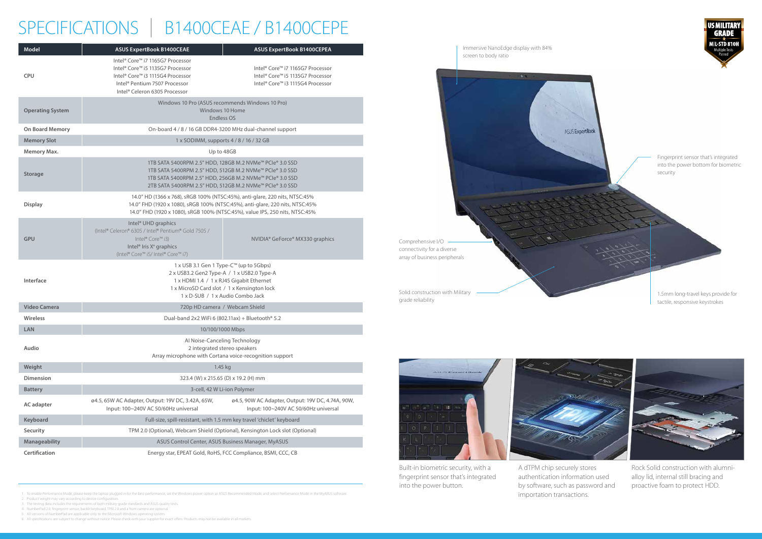# SPECIFICATIONS | B1400CEAE / B1400CEPE

| Model | ASUS ExpertBook B1400CEAE | ASUS ExpertBook B1400CEPEA |
|---|---|---|
| CPU | Intel® Core™ i7 1165G7 Processor<br>Intel® Core™ i5 1135G7 Processor<br>Intel® Core™ i3 1115G4 Processor<br>Intel® Pentium 7507 Processor<br>Intel® Celeron 6305 Processor | Intel® Core™ i7 1165G7 Processor<br>Intel® Core™ i5 1135G7 Processor<br>Intel® Core™ i3 1115G4 Processor |
| Operating System | Windows 10 Pro (ASUS recommends Windows 10 Pro)<br>Windows 10 Home<br>Endless OS | |
| On Board Memory | On-board 4 / 8 / 16 GB DDR4-3200 MHz dual-channel support | |
| Memory Slot | 1 x SODIMM, supports 4 / 8 / 16 / 32 GB | |
| Memory Max. | Up to 48GB | |
| Storage | 1TB SATA 5400RPM 2.5" HDD, 128GB M.2 NVMe™ PCIe® 3.0 SSD<br>1TB SATA 5400RPM 2.5" HDD, 512GB M.2 NVMe™ PCIe® 3.0 SSD<br>1TB SATA 5400RPM 2.5" HDD, 256GB M.2 NVMe™ PCIe® 3.0 SSD<br>2TB SATA 5400RPM 2.5" HDD, 512GB M.2 NVMe™ PCIe® 3.0 SSD | |
| Display | 14.0" HD (1366 x 768), sRGB 100% (NTSC:45%), anti-glare, 220 nits, NTSC:45%<br>14.0" FHD (1920 x 1080), sRGB 100% (NTSC:45%), anti-glare, 220 nits, NTSC:45%<br>14.0" FHD (1920 x 1080), sRGB 100% (NTSC:45%), value IPS, 250 nits, NTSC:45% | |
| GPU | Intel® UHD graphics<br>(Intel® Celeron® 6305 / Intel® Pentium® Gold 7505 / Intel® Core™ i3)<br>Intel® Iris Xᵉ graphics<br>(Intel® Core™ i5/ Intel® Core™ i7) | NVIDIA® GeForce® MX330 graphics |
| Interface | 1 x USB 3.1 Gen 1 Type-C™ (up to 5Gbps)<br>2 x USB3.2 Gen2 Type-A / 1 x USB2.0 Type-A<br>1 x HDMI 1.4 / 1 x RJ45 Gigabit Ethernet<br>1 x MicroSD Card slot / 1 x Kensington lock<br>1 x D-SUB / 1 x Audio Combo Jack | |
| Video Camera | 720p HD camera / Webcam Shield | |
| Wireless | Dual-band 2x2 WiFi 6 (802.11ax) + Bluetooth® 5.2 | |
| LAN | 10/100/1000 Mbps | |
| Audio | AI Noise-Canceling Technology<br>2 integrated stereo speakers<br>Array microphone with Cortana voice-recognition support | |
| Weight | 1.45 kg | |
| Dimension | 323.4 (W) x 215.65 (D) x 19.2 (H) mm | |
| Battery | 3-cell, 42 W Li-ion Polymer | |
| AC adapter | ø4.5, 65W AC Adapter, Output: 19V DC, 3.42A, 65W, Input: 100~240V AC 50/60Hz universal | ø4.5, 90W AC Adapter, Output: 19V DC, 4.74A, 90W, Input: 100~240V AC 50/60Hz universal |
| Keyboard | Full-size, spill-resistant, with 1.5 mm key travel 'chiclet' keyboard | |
| Security | TPM 2.0 (Optional), Webcam Shield (Optional), Kensington Lock slot (Optional) | |
| Manageability | ASUS Control Center, ASUS Business Manager, MyASUS | |
| Certification | Energy star, EPEAT Gold, RoHS, FCC Compliance, BSMI, CCC, CB | |

US MILITARY GRADE MIL-STD 810H Multiple Tests Passed

Immersive NanoEdge display with 84% screen to body ratio

Fingerprint sensor that's integrated into the power bottom for biometric security

Comprehensive I/O connectivity for a diverse array of business peripherals

Solid construction with Military grade reliability

1.5mm long-travel keys provide for tactile, responsive keystrokes

Built-in biometric security, with a fingerprint sensor that's integrated into the power button.

A dTPM chip securely stores authentication information used by software, such as password and importation transactions.

Rock Solid construction with alumni-alloy lid, internal still bracing and proactive foam to protect HDD.

1. To enable Performance Mode, please keep the laptop plugged in for the best performance, set the Windows power option as ASUS Recommended Mode, and select Performance Mode in the MyASUS software.
2. Product weight may vary according to device configuration.
3. The testing data includes the requirements of both military-grade standards and ASUS quality tests.
4. NumberPad 2.0, fingerprint sensor, backlit keyboard, TPM 2.0 and a front camera are optional.
5. All versions of NumberPad are applicable only to the Microsoft Windows operating system.
6. All specifications are subject to change without notice. Please check with your supplier for exact offers. Products may not be available in all markets.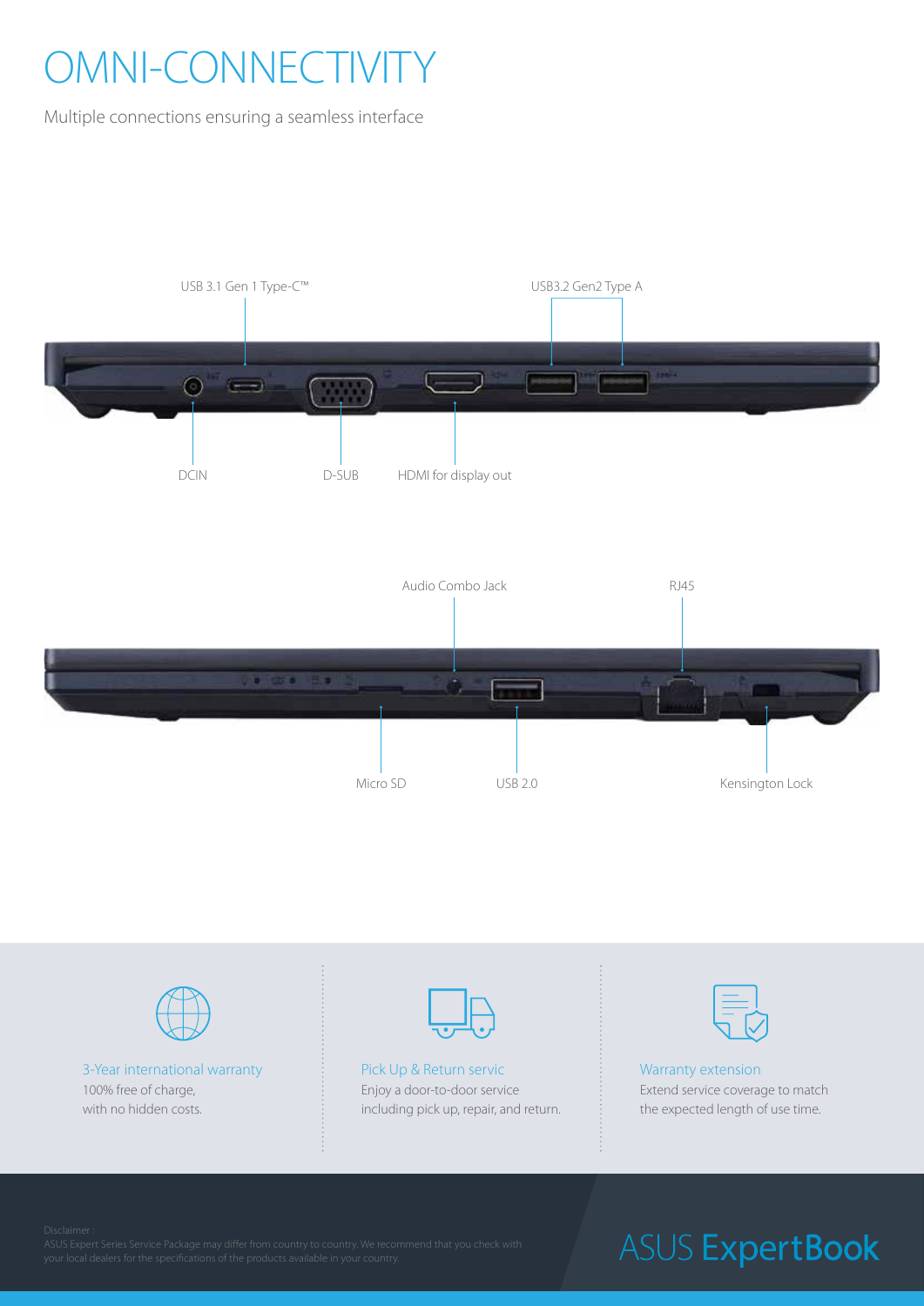# OMNI-CONNECTIVITY

Multiple connections ensuring a seamless interface

USB 3.1 Gen 1 Type-C™

USB3.2 Gen2 Type A

DCIN

D-SUB

HDMI for display out

Audio Combo Jack

RJ45

Micro SD

USB 2.0

Kensington Lock

### 3-Year international warranty

100% free of charge,
with no hidden costs.

### Pick Up & Return servic

Enjoy a door-to-door service
including pick up, repair, and return.

### Warranty extension

Extend service coverage to match
the expected length of use time.

Disclaimer :
ASUS Expert Series Service Package may differ from country to country. We recommend that you check with your local dealers for the specifications of the products available in your country.

ASUS ExpertBook